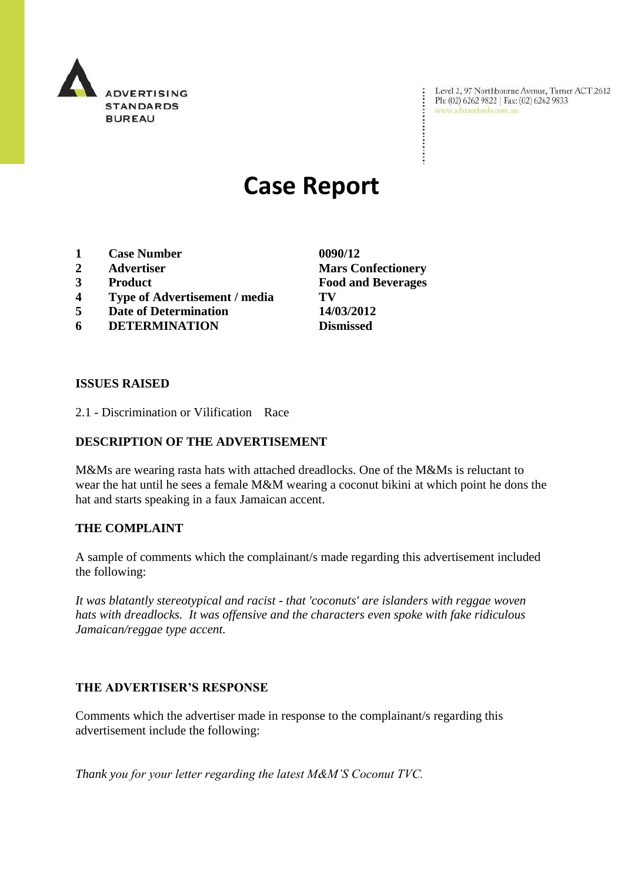ADVERTISING STANDARDS BUREAU

Level 2, 97 Northbourne Avenue, Turner ACT 2612
Ph: (02) 6262 9822 | Fax: (02) 6262 9833
www.adstandards.com.au

# Case Report

| | | |
|---|---|---|
| 1 | **Case Number** | **0090/12** |
| 2 | **Advertiser** | **Mars Confectionery** |
| 3 | **Product** | **Food and Beverages** |
| 4 | **Type of Advertisement / media** | **TV** |
| 5 | **Date of Determination** | **14/03/2012** |
| 6 | **DETERMINATION** | **Dismissed** |

## ISSUES RAISED

2.1 - Discrimination or Vilification Race

## DESCRIPTION OF THE ADVERTISEMENT

M&Ms are wearing rasta hats with attached dreadlocks. One of the M&Ms is reluctant to wear the hat until he sees a female M&M wearing a coconut bikini at which point he dons the hat and starts speaking in a faux Jamaican accent.

## THE COMPLAINT

A sample of comments which the complainant/s made regarding this advertisement included the following:

*It was blatantly stereotypical and racist - that 'coconuts' are islanders with reggae woven hats with dreadlocks. It was offensive and the characters even spoke with fake ridiculous Jamaican/reggae type accent.*

## THE ADVERTISER'S RESPONSE

Comments which the advertiser made in response to the complainant/s regarding this advertisement include the following:

*Thank you for your letter regarding the latest M&M'S Coconut TVC.*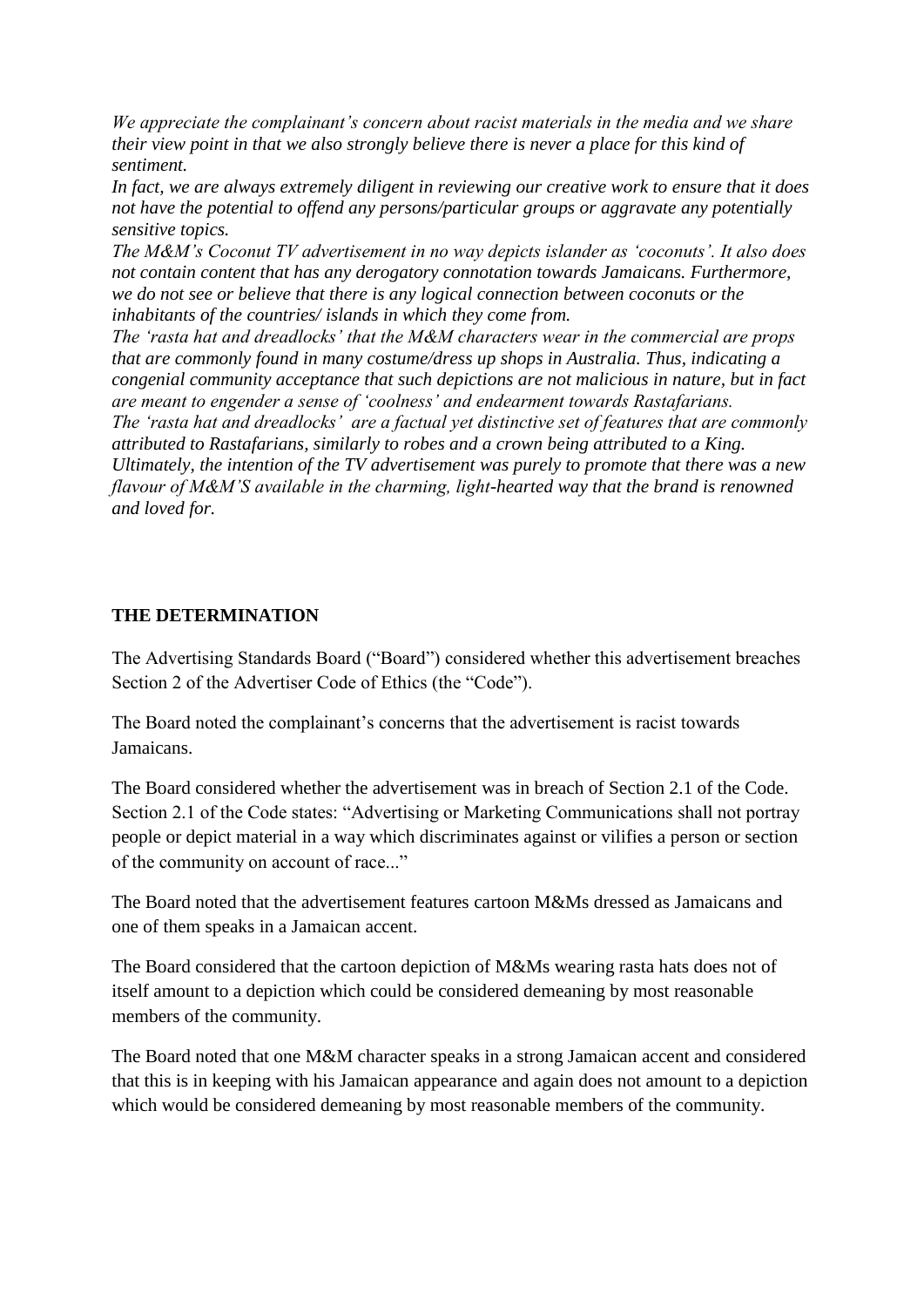*We appreciate the complainant's concern about racist materials in the media and we share their view point in that we also strongly believe there is never a place for this kind of sentiment.*

*In fact, we are always extremely diligent in reviewing our creative work to ensure that it does not have the potential to offend any persons/particular groups or aggravate any potentially sensitive topics.*

*The M&M's Coconut TV advertisement in no way depicts islander as 'coconuts'. It also does not contain content that has any derogatory connotation towards Jamaicans. Furthermore, we do not see or believe that there is any logical connection between coconuts or the inhabitants of the countries/ islands in which they come from.*

*The 'rasta hat and dreadlocks' that the M&M characters wear in the commercial are props that are commonly found in many costume/dress up shops in Australia. Thus, indicating a congenial community acceptance that such depictions are not malicious in nature, but in fact are meant to engender a sense of 'coolness' and endearment towards Rastafarians.*

*The 'rasta hat and dreadlocks' are a factual yet distinctive set of features that are commonly attributed to Rastafarians, similarly to robes and a crown being attributed to a King.*

*Ultimately, the intention of the TV advertisement was purely to promote that there was a new flavour of M&M'S available in the charming, light-hearted way that the brand is renowned and loved for.*

**THE DETERMINATION**

The Advertising Standards Board ("Board") considered whether this advertisement breaches Section 2 of the Advertiser Code of Ethics (the "Code").

The Board noted the complainant's concerns that the advertisement is racist towards Jamaicans.

The Board considered whether the advertisement was in breach of Section 2.1 of the Code. Section 2.1 of the Code states: "Advertising or Marketing Communications shall not portray people or depict material in a way which discriminates against or vilifies a person or section of the community on account of race..."

The Board noted that the advertisement features cartoon M&Ms dressed as Jamaicans and one of them speaks in a Jamaican accent.

The Board considered that the cartoon depiction of M&Ms wearing rasta hats does not of itself amount to a depiction which could be considered demeaning by most reasonable members of the community.

The Board noted that one M&M character speaks in a strong Jamaican accent and considered that this is in keeping with his Jamaican appearance and again does not amount to a depiction which would be considered demeaning by most reasonable members of the community.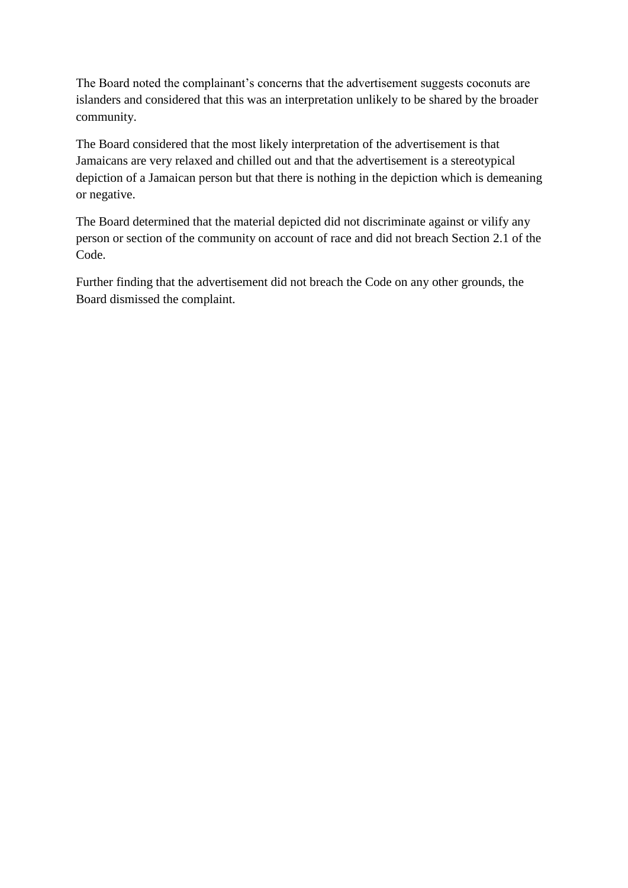The Board noted the complainant's concerns that the advertisement suggests coconuts are islanders and considered that this was an interpretation unlikely to be shared by the broader community.

The Board considered that the most likely interpretation of the advertisement is that Jamaicans are very relaxed and chilled out and that the advertisement is a stereotypical depiction of a Jamaican person but that there is nothing in the depiction which is demeaning or negative.

The Board determined that the material depicted did not discriminate against or vilify any person or section of the community on account of race and did not breach Section 2.1 of the Code.

Further finding that the advertisement did not breach the Code on any other grounds, the Board dismissed the complaint.